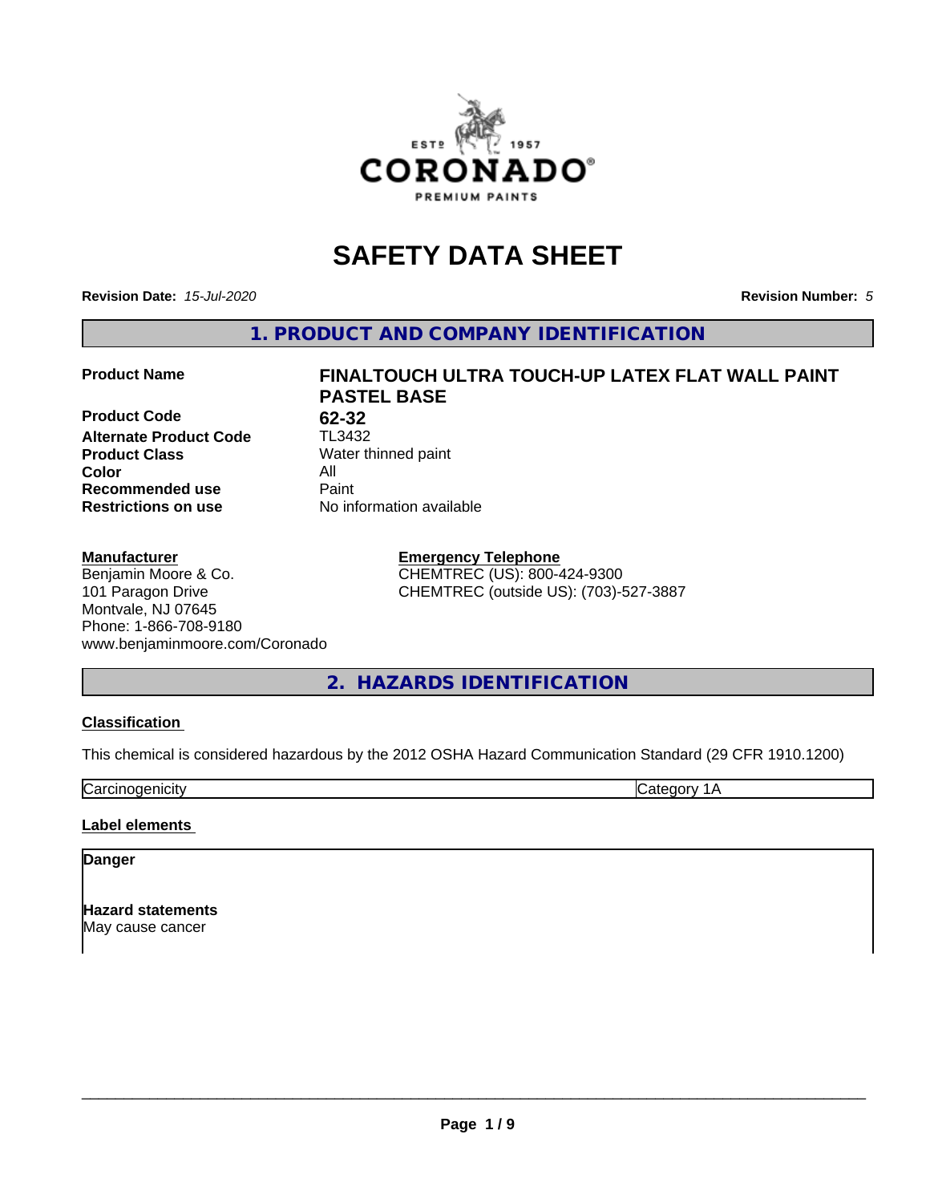# SAFETY DATA SHEET

**Revision Date:** *15-Jul-2020* **Revision Number:** *5*

## 1. PRODUCT AND COMPANY IDENTIFICATION

| | |
|---|---|
| **Product Name** | **FINALTOUCH ULTRA TOUCH-UP LATEX FLAT WALL PAINT PASTEL BASE** |
| **Product Code** | **62-32** |
| **Alternate Product Code** | TL3432 |
| **Product Class** | Water thinned paint |
| **Color** | All |
| **Recommended use** | Paint |
| **Restrictions on use** | No information available |

**Manufacturer**
Benjamin Moore & Co.
101 Paragon Drive
Montvale, NJ 07645
Phone: 1-866-708-9180
www.benjaminmoore.com/Coronado

**Emergency Telephone**
CHEMTREC (US): 800-424-9300
CHEMTREC (outside US): (703)-527-3887

## 2. HAZARDS IDENTIFICATION

**Classification**

This chemical is considered hazardous by the 2012 OSHA Hazard Communication Standard (29 CFR 1910.1200)

| Carcinogenicity | Category 1A |
|---|---|

**Label elements**

**Danger**

**Hazard statements**
May cause cancer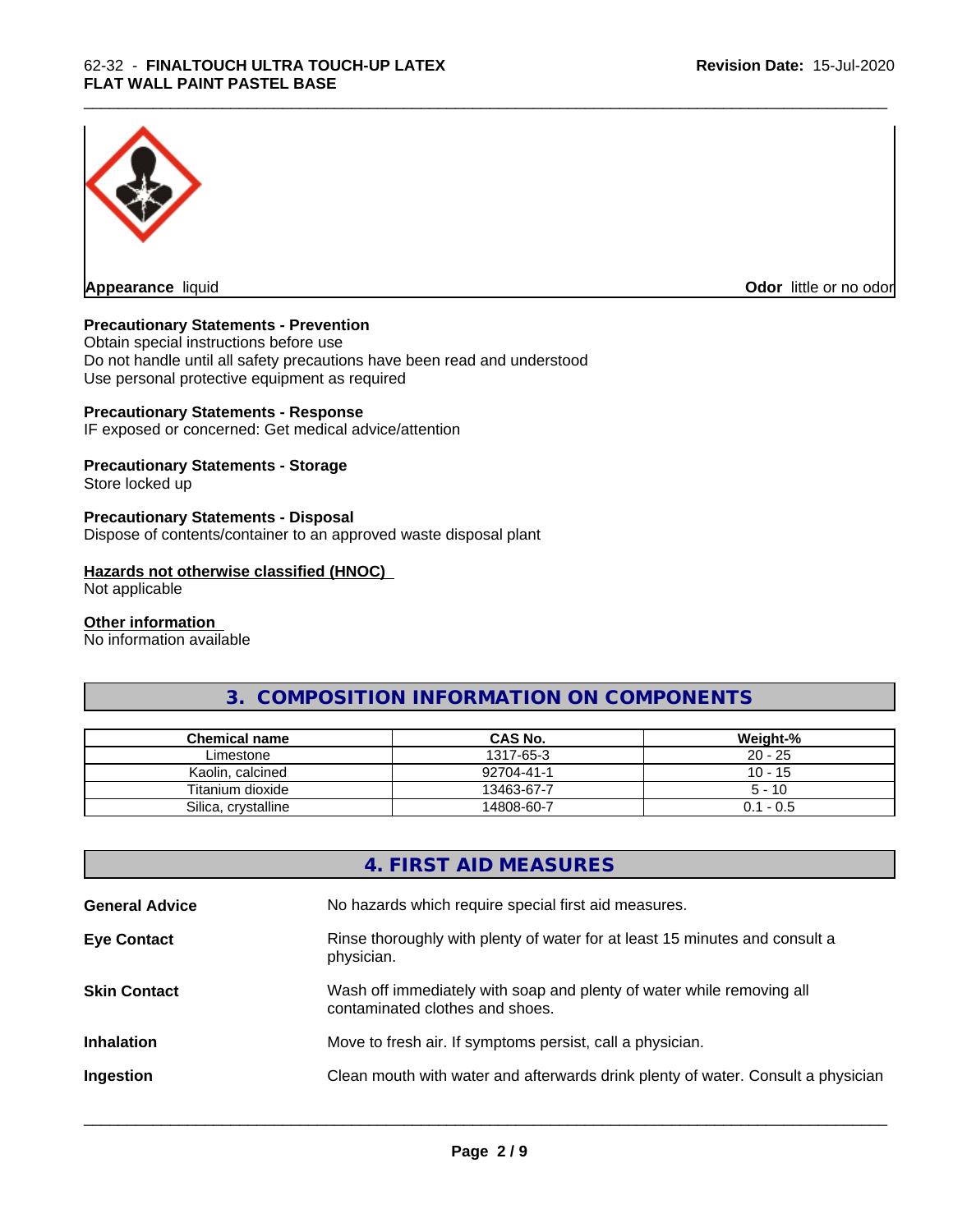**Appearance** liquid

**Odor** little or no odor

**Precautionary Statements - Prevention**
Obtain special instructions before use
Do not handle until all safety precautions have been read and understood
Use personal protective equipment as required

**Precautionary Statements - Response**
IF exposed or concerned: Get medical advice/attention

**Precautionary Statements - Storage**
Store locked up

**Precautionary Statements - Disposal**
Dispose of contents/container to an approved waste disposal plant

**Hazards not otherwise classified (HNOC)**
Not applicable

**Other information**
No information available

## 3. COMPOSITION INFORMATION ON COMPONENTS

| Chemical name | CAS No. | Weight-% |
|---|---|---|
| Limestone | 1317-65-3 | 20 - 25 |
| Kaolin, calcined | 92704-41-1 | 10 - 15 |
| Titanium dioxide | 13463-67-7 | 5 - 10 |
| Silica, crystalline | 14808-60-7 | 0.1 - 0.5 |

## 4. FIRST AID MEASURES

**General Advice** No hazards which require special first aid measures.

**Eye Contact** Rinse thoroughly with plenty of water for at least 15 minutes and consult a physician.

**Skin Contact** Wash off immediately with soap and plenty of water while removing all contaminated clothes and shoes.

**Inhalation** Move to fresh air. If symptoms persist, call a physician.

**Ingestion** Clean mouth with water and afterwards drink plenty of water. Consult a physician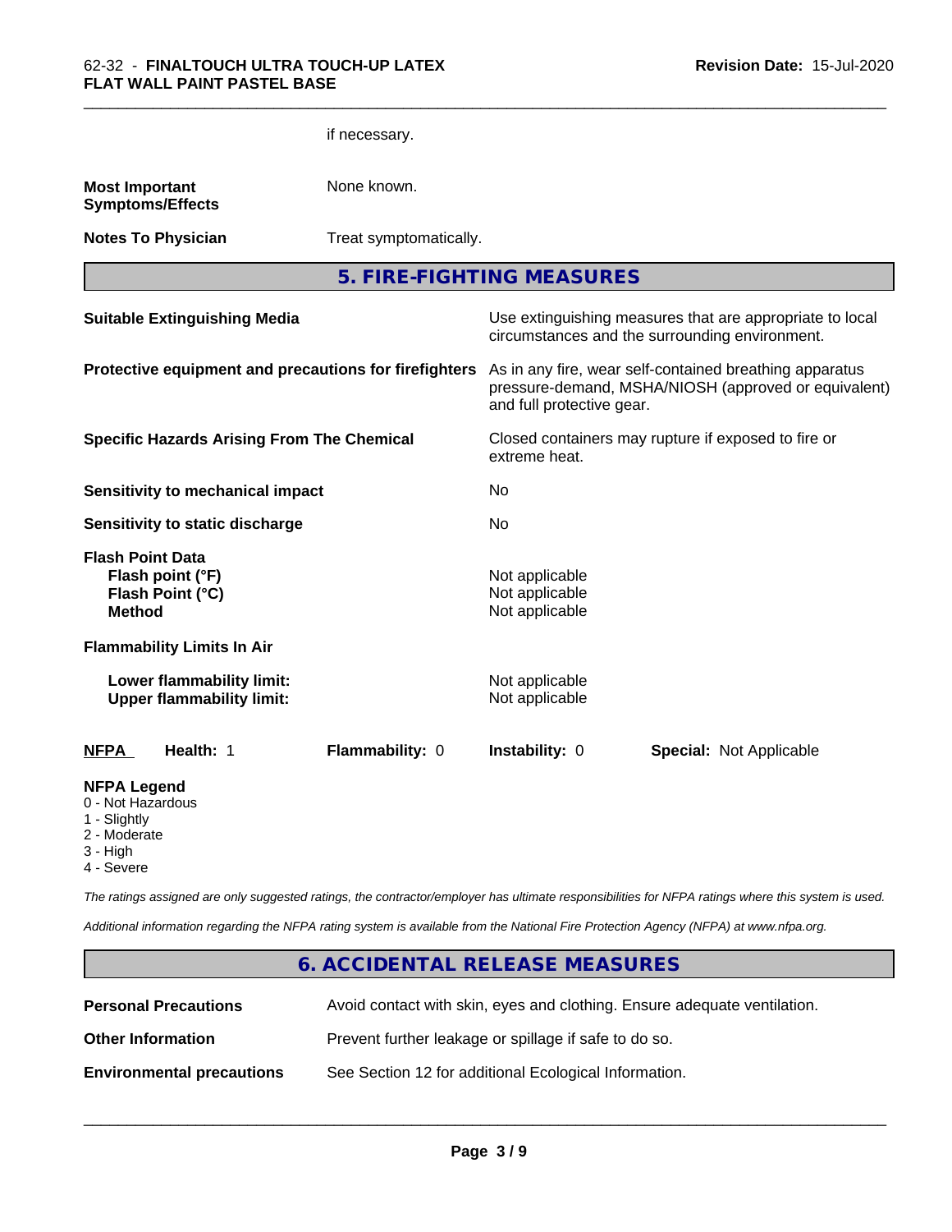if necessary.

| | |
|---|---|
| **Most Important Symptoms/Effects** | None known. |
| **Notes To Physician** | Treat symptomatically. |

## 5. FIRE-FIGHTING MEASURES

| | |
|---|---|
| **Suitable Extinguishing Media** | Use extinguishing measures that are appropriate to local circumstances and the surrounding environment. |
| **Protective equipment and precautions for firefighters** | As in any fire, wear self-contained breathing apparatus pressure-demand, MSHA/NIOSH (approved or equivalent) and full protective gear. |
| **Specific Hazards Arising From The Chemical** | Closed containers may rupture if exposed to fire or extreme heat. |
| **Sensitivity to mechanical impact** | No |
| **Sensitivity to static discharge** | No |

**Flash Point Data**

| | |
|---|---|
| **Flash point (°F)** | Not applicable |
| **Flash Point (°C)** | Not applicable |
| **Method** | Not applicable |

**Flammability Limits In Air**

| | |
|---|---|
| **Lower flammability limit:** | Not applicable |
| **Upper flammability limit:** | Not applicable |

| NFPA | Health: 1 | Flammability: 0 | Instability: 0 | Special: Not Applicable |
|---|---|---|---|---|

**NFPA Legend**
- 0 - Not Hazardous
- 1 - Slightly
- 2 - Moderate
- 3 - High
- 4 - Severe

*The ratings assigned are only suggested ratings, the contractor/employer has ultimate responsibilities for NFPA ratings where this system is used.*

*Additional information regarding the NFPA rating system is available from the National Fire Protection Agency (NFPA) at www.nfpa.org.*

## 6. ACCIDENTAL RELEASE MEASURES

| | |
|---|---|
| **Personal Precautions** | Avoid contact with skin, eyes and clothing. Ensure adequate ventilation. |
| **Other Information** | Prevent further leakage or spillage if safe to do so. |
| **Environmental precautions** | See Section 12 for additional Ecological Information. |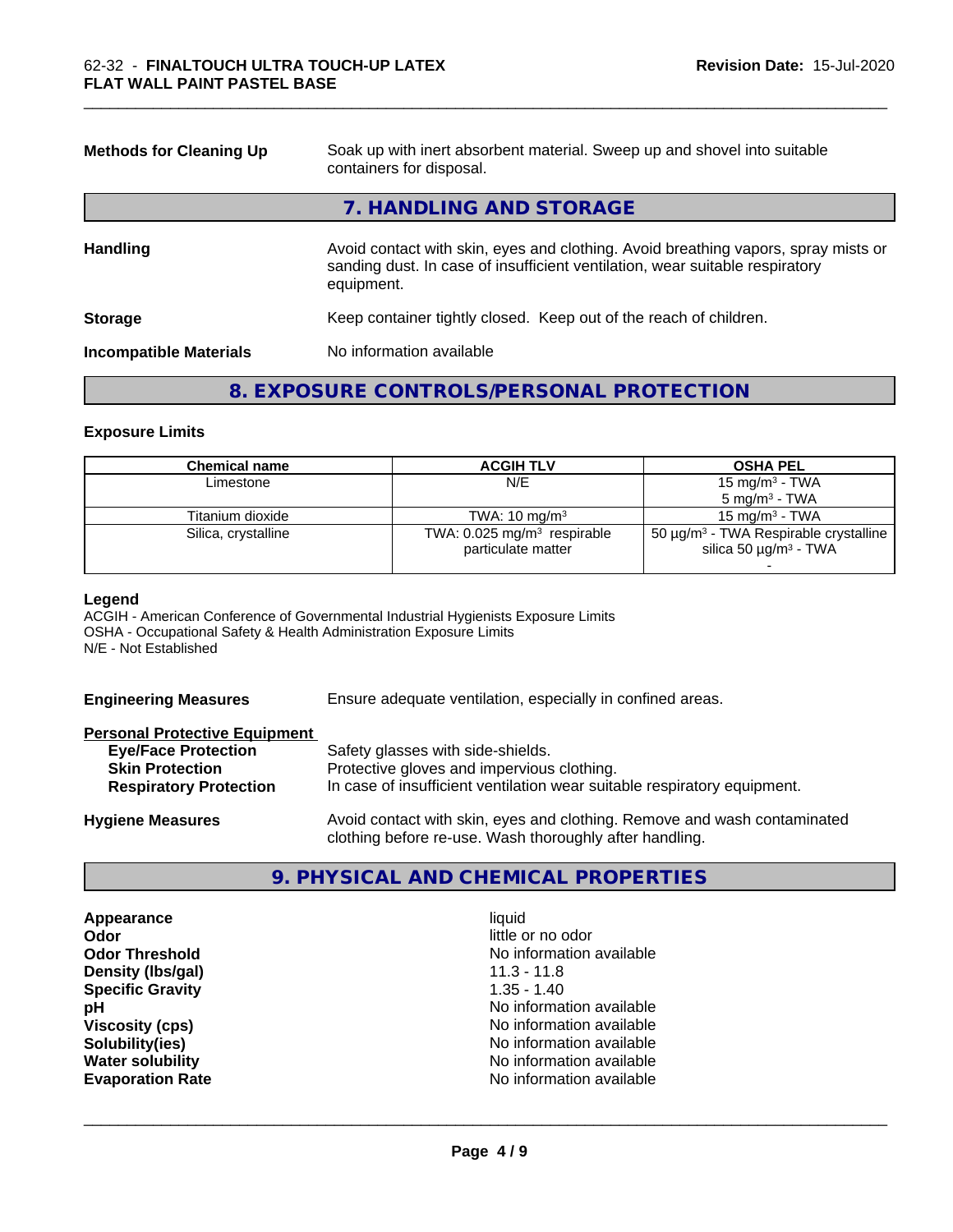| | |
|---|---|
| **Methods for Cleaning Up** | Soak up with inert absorbent material. Sweep up and shovel into suitable containers for disposal. |

## 7. HANDLING AND STORAGE

| | |
|---|---|
| **Handling** | Avoid contact with skin, eyes and clothing. Avoid breathing vapors, spray mists or sanding dust. In case of insufficient ventilation, wear suitable respiratory equipment. |
| **Storage** | Keep container tightly closed. Keep out of the reach of children. |
| **Incompatible Materials** | No information available |

## 8. EXPOSURE CONTROLS/PERSONAL PROTECTION

### Exposure Limits

| Chemical name | ACGIH TLV | OSHA PEL |
|---|---|---|
| Limestone | N/E | 15 mg/m³ - TWA<br>5 mg/m³ - TWA |
| Titanium dioxide | TWA: 10 mg/m³ | 15 mg/m³ - TWA |
| Silica, crystalline | TWA: 0.025 mg/m³ respirable particulate matter | 50 µg/m³ - TWA Respirable crystalline silica 50 µg/m³ - TWA<br>- |

**Legend**
ACGIH - American Conference of Governmental Industrial Hygienists Exposure Limits
OSHA - Occupational Safety & Health Administration Exposure Limits
N/E - Not Established

| | |
|---|---|
| **Engineering Measures** | Ensure adequate ventilation, especially in confined areas. |

**Personal Protective Equipment**

| | |
|---|---|
| **Eye/Face Protection** | Safety glasses with side-shields. |
| **Skin Protection** | Protective gloves and impervious clothing. |
| **Respiratory Protection** | In case of insufficient ventilation wear suitable respiratory equipment. |
| **Hygiene Measures** | Avoid contact with skin, eyes and clothing. Remove and wash contaminated clothing before re-use. Wash thoroughly after handling. |

## 9. PHYSICAL AND CHEMICAL PROPERTIES

| | |
|---|---|
| **Appearance** | liquid |
| **Odor** | little or no odor |
| **Odor Threshold** | No information available |
| **Density (lbs/gal)** | 11.3 - 11.8 |
| **Specific Gravity** | 1.35 - 1.40 |
| **pH** | No information available |
| **Viscosity (cps)** | No information available |
| **Solubility(ies)** | No information available |
| **Water solubility** | No information available |
| **Evaporation Rate** | No information available |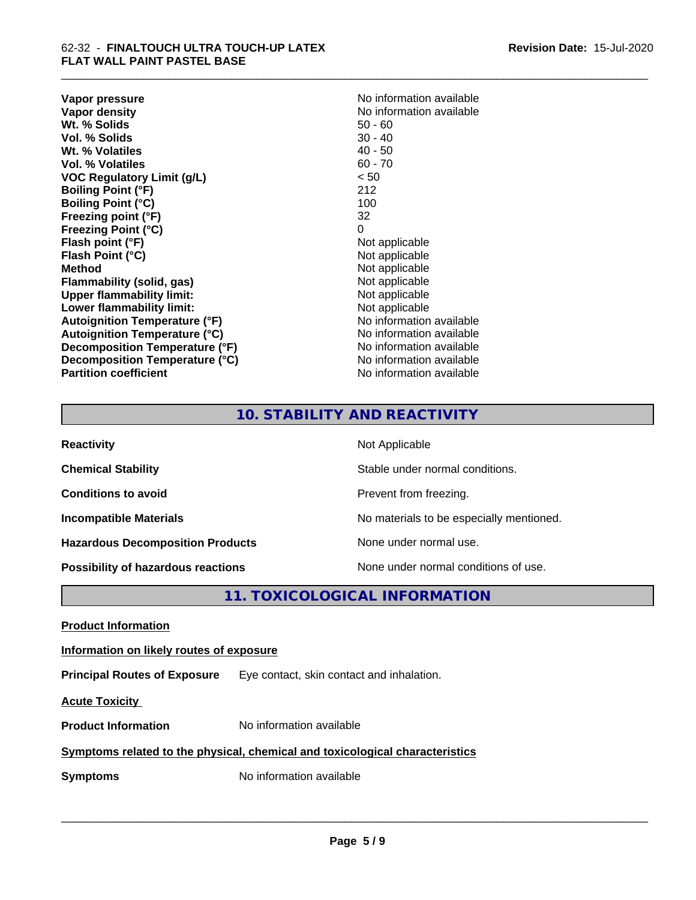| | |
|---|---|
| **Vapor pressure** | No information available |
| **Vapor density** | No information available |
| **Wt. % Solids** | 50 - 60 |
| **Vol. % Solids** | 30 - 40 |
| **Wt. % Volatiles** | 40 - 50 |
| **Vol. % Volatiles** | 60 - 70 |
| **VOC Regulatory Limit (g/L)** | < 50 |
| **Boiling Point (°F)** | 212 |
| **Boiling Point (°C)** | 100 |
| **Freezing point (°F)** | 32 |
| **Freezing Point (°C)** | 0 |
| **Flash point (°F)** | Not applicable |
| **Flash Point (°C)** | Not applicable |
| **Method** | Not applicable |
| **Flammability (solid, gas)** | Not applicable |
| **Upper flammability limit:** | Not applicable |
| **Lower flammability limit:** | Not applicable |
| **Autoignition Temperature (°F)** | No information available |
| **Autoignition Temperature (°C)** | No information available |
| **Decomposition Temperature (°F)** | No information available |
| **Decomposition Temperature (°C)** | No information available |
| **Partition coefficient** | No information available |

## 10. STABILITY AND REACTIVITY

| | |
|---|---|
| **Reactivity** | Not Applicable |
| **Chemical Stability** | Stable under normal conditions. |
| **Conditions to avoid** | Prevent from freezing. |
| **Incompatible Materials** | No materials to be especially mentioned. |
| **Hazardous Decomposition Products** | None under normal use. |
| **Possibility of hazardous reactions** | None under normal conditions of use. |

## 11. TOXICOLOGICAL INFORMATION

**Product Information**

**Information on likely routes of exposure**

**Principal Routes of Exposure** Eye contact, skin contact and inhalation.

**Acute Toxicity**

**Product Information** No information available

**Symptoms related to the physical, chemical and toxicological characteristics**

**Symptoms** No information available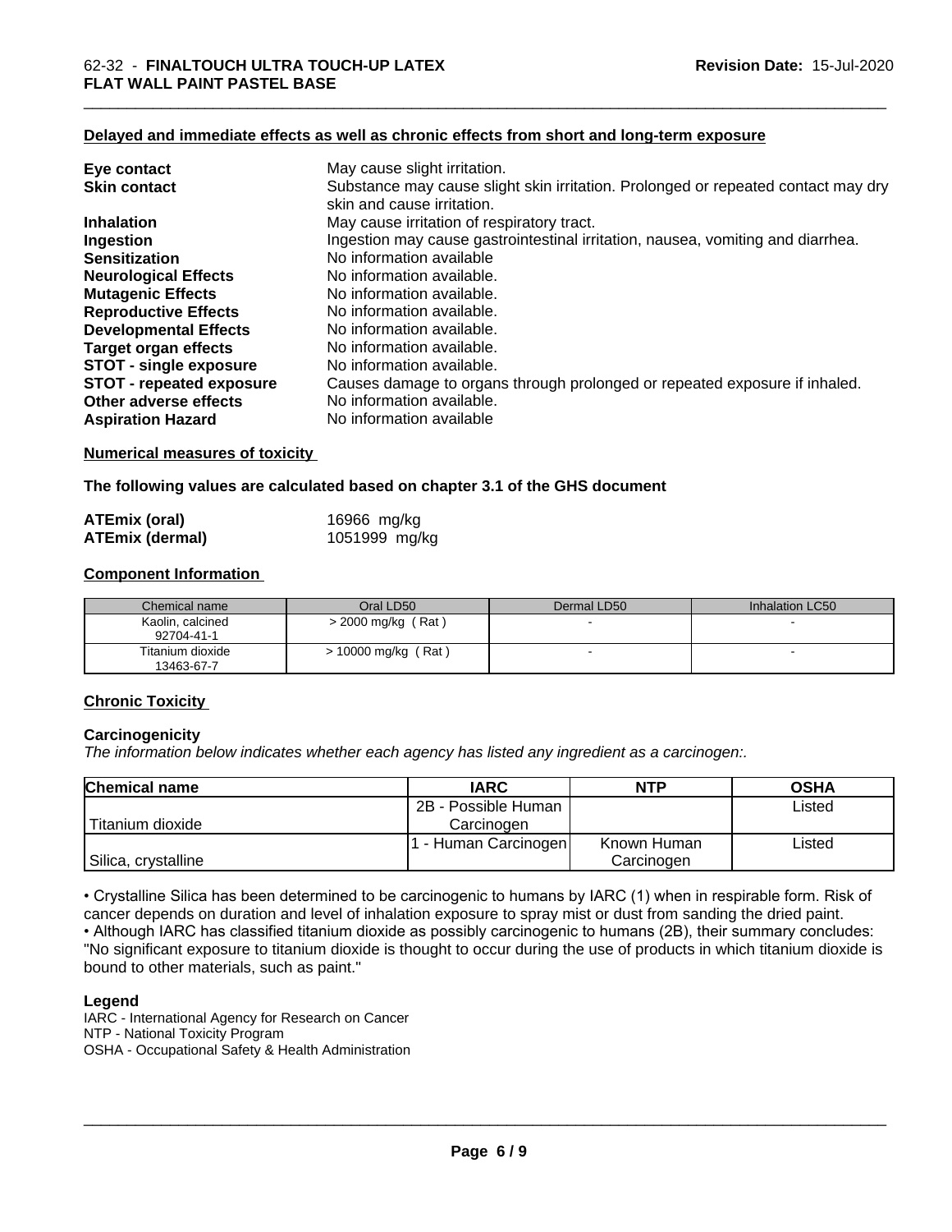### Delayed and immediate effects as well as chronic effects from short and long-term exposure

| | |
|---|---|
| **Eye contact** | May cause slight irritation. |
| **Skin contact** | Substance may cause slight skin irritation. Prolonged or repeated contact may dry skin and cause irritation. |
| **Inhalation** | May cause irritation of respiratory tract. |
| **Ingestion** | Ingestion may cause gastrointestinal irritation, nausea, vomiting and diarrhea. |
| **Sensitization** | No information available |
| **Neurological Effects** | No information available. |
| **Mutagenic Effects** | No information available. |
| **Reproductive Effects** | No information available. |
| **Developmental Effects** | No information available. |
| **Target organ effects** | No information available. |
| **STOT - single exposure** | No information available. |
| **STOT - repeated exposure** | Causes damage to organs through prolonged or repeated exposure if inhaled. |
| **Other adverse effects** | No information available. |
| **Aspiration Hazard** | No information available |

### Numerical measures of toxicity

**The following values are calculated based on chapter 3.1 of the GHS document**

| | |
|---|---|
| **ATEmix (oral)** | 16966 mg/kg |
| **ATEmix (dermal)** | 1051999 mg/kg |

### Component Information

| Chemical name | Oral LD50 | Dermal LD50 | Inhalation LC50 |
|---|---|---|---|
| Kaolin, calcined 92704-41-1 | > 2000 mg/kg ( Rat ) | - | - |
| Titanium dioxide 13463-67-7 | > 10000 mg/kg ( Rat ) | - | - |

### Chronic Toxicity

**Carcinogenicity**

*The information below indicates whether each agency has listed any ingredient as a carcinogen:.*

| Chemical name | IARC | NTP | OSHA |
|---|---|---|---|
| Titanium dioxide | 2B - Possible Human Carcinogen | | Listed |
| Silica, crystalline | 1 - Human Carcinogen | Known Human Carcinogen | Listed |

• Crystalline Silica has been determined to be carcinogenic to humans by IARC (1) when in respirable form. Risk of cancer depends on duration and level of inhalation exposure to spray mist or dust from sanding the dried paint.
• Although IARC has classified titanium dioxide as possibly carcinogenic to humans (2B), their summary concludes: "No significant exposure to titanium dioxide is thought to occur during the use of products in which titanium dioxide is bound to other materials, such as paint."

**Legend**

IARC - International Agency for Research on Cancer
NTP - National Toxicity Program
OSHA - Occupational Safety & Health Administration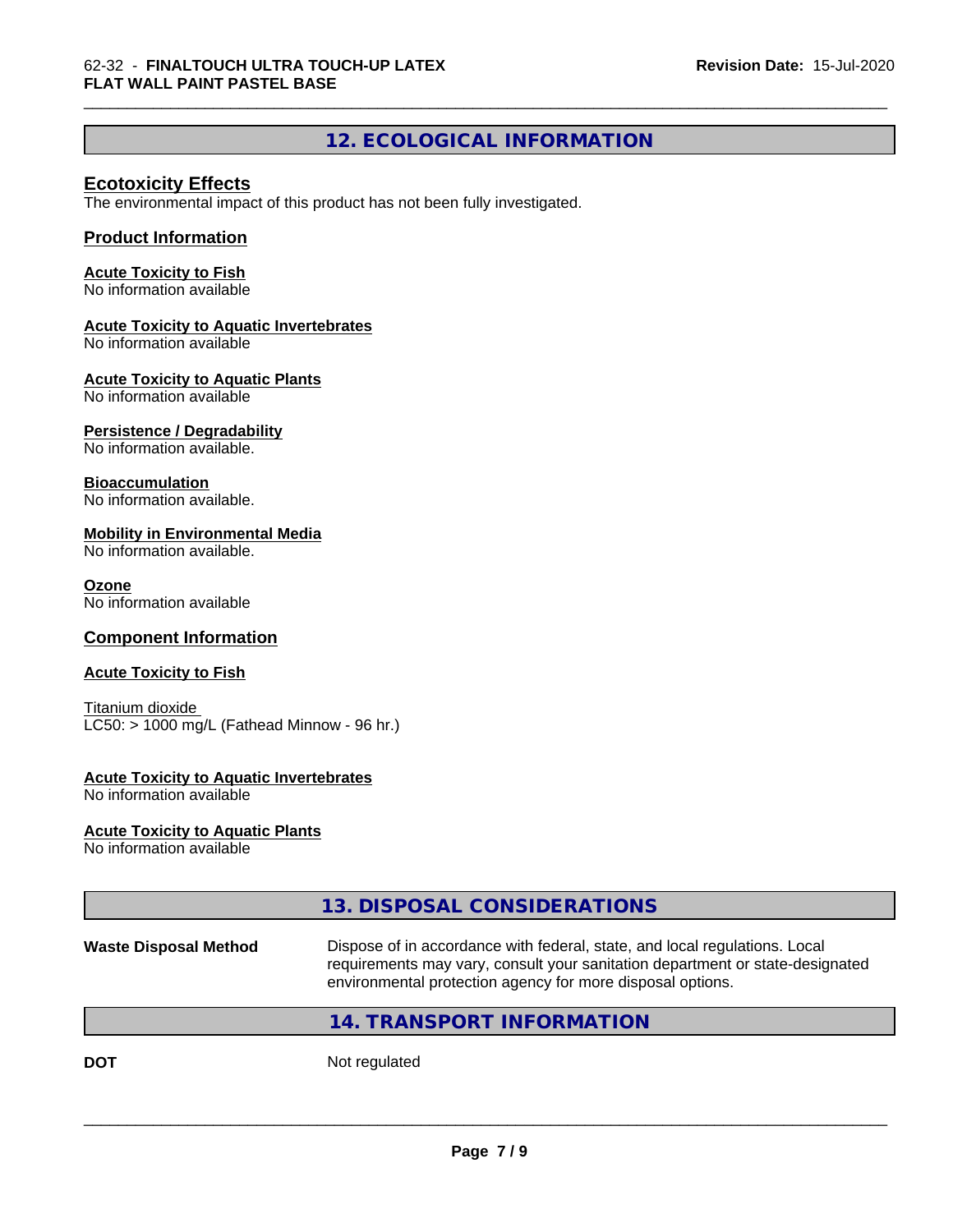## 12. ECOLOGICAL INFORMATION

### Ecotoxicity Effects

The environmental impact of this product has not been fully investigated.

### Product Information

**Acute Toxicity to Fish**
No information available

**Acute Toxicity to Aquatic Invertebrates**
No information available

**Acute Toxicity to Aquatic Plants**
No information available

**Persistence / Degradability**
No information available.

**Bioaccumulation**
No information available.

**Mobility in Environmental Media**
No information available.

**Ozone**
No information available

### Component Information

**Acute Toxicity to Fish**

Titanium dioxide
LC50: > 1000 mg/L (Fathead Minnow - 96 hr.)

**Acute Toxicity to Aquatic Invertebrates**
No information available

**Acute Toxicity to Aquatic Plants**
No information available

## 13. DISPOSAL CONSIDERATIONS

**Waste Disposal Method** Dispose of in accordance with federal, state, and local regulations. Local requirements may vary, consult your sanitation department or state-designated environmental protection agency for more disposal options.

## 14. TRANSPORT INFORMATION

**DOT** Not regulated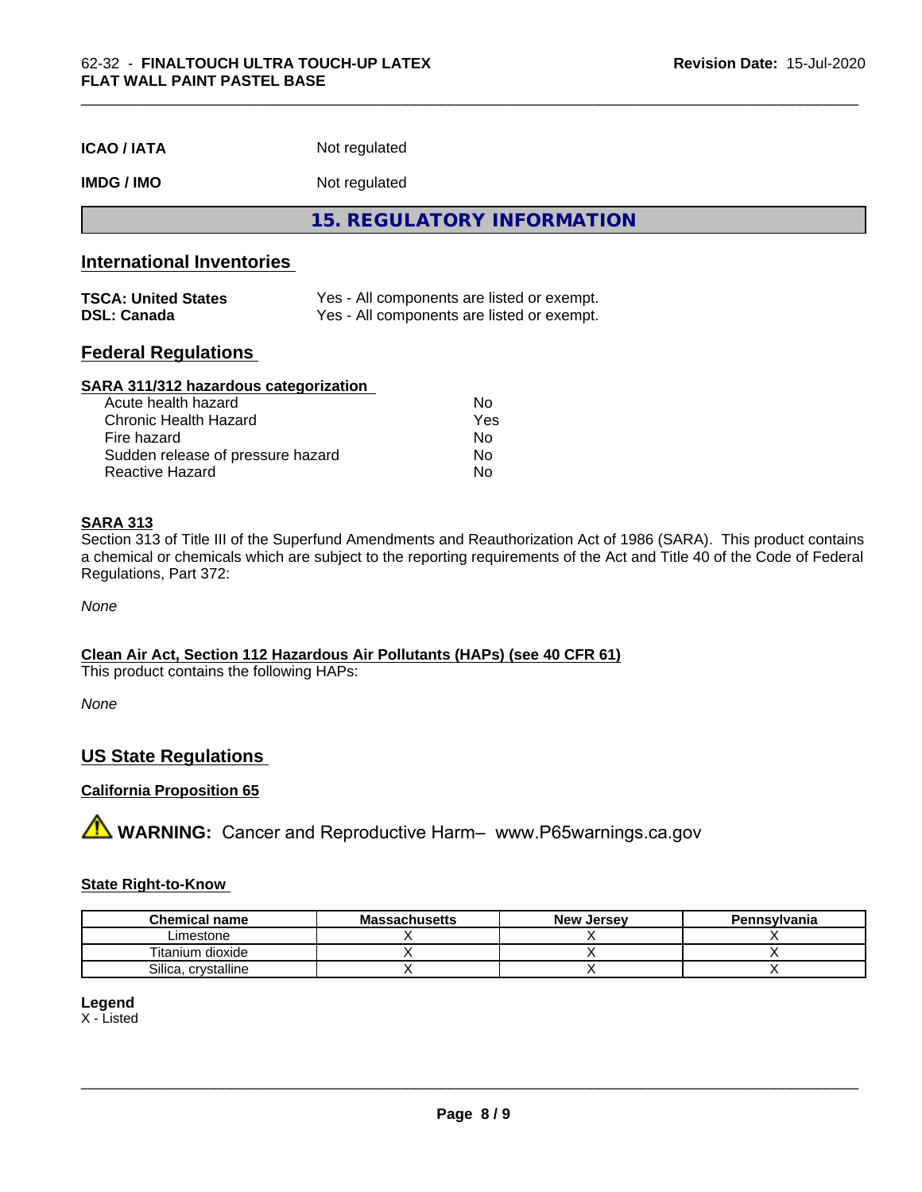| | |
|---|---|
| **ICAO / IATA** | Not regulated |
| **IMDG / IMO** | Not regulated |

## 15. REGULATORY INFORMATION

### International Inventories

| | |
|---|---|
| **TSCA: United States** | Yes - All components are listed or exempt. |
| **DSL: Canada** | Yes - All components are listed or exempt. |

### Federal Regulations

**SARA 311/312 hazardous categorization**

| | |
|---|---|
| Acute health hazard | No |
| Chronic Health Hazard | Yes |
| Fire hazard | No |
| Sudden release of pressure hazard | No |
| Reactive Hazard | No |

**SARA 313**

Section 313 of Title III of the Superfund Amendments and Reauthorization Act of 1986 (SARA). This product contains a chemical or chemicals which are subject to the reporting requirements of the Act and Title 40 of the Code of Federal Regulations, Part 372:

*None*

**Clean Air Act, Section 112 Hazardous Air Pollutants (HAPs) (see 40 CFR 61)**

This product contains the following HAPs:

*None*

### US State Regulations

**California Proposition 65**

⚠ **WARNING:** Cancer and Reproductive Harm– www.P65warnings.ca.gov

**State Right-to-Know**

| Chemical name | Massachusetts | New Jersey | Pennsylvania |
|---|---|---|---|
| Limestone | X | X | X |
| Titanium dioxide | X | X | X |
| Silica, crystalline | X | X | X |

**Legend**

X - Listed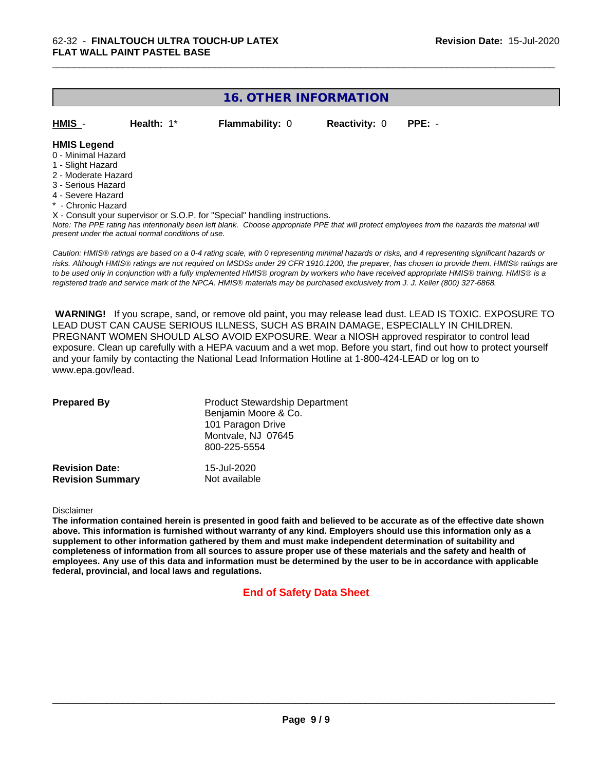## 16. OTHER INFORMATION

| HMIS - | Health: 1* | Flammability: 0 | Reactivity: 0 | PPE: - |
|---|---|---|---|---|

**HMIS Legend**
0 - Minimal Hazard
1 - Slight Hazard
2 - Moderate Hazard
3 - Serious Hazard
4 - Severe Hazard
* - Chronic Hazard
X - Consult your supervisor or S.O.P. for "Special" handling instructions.

*Note: The PPE rating has intentionally been left blank. Choose appropriate PPE that will protect employees from the hazards the material will present under the actual normal conditions of use.*

*Caution: HMIS® ratings are based on a 0-4 rating scale, with 0 representing minimal hazards or risks, and 4 representing significant hazards or risks. Although HMIS® ratings are not required on MSDSs under 29 CFR 1910.1200, the preparer, has chosen to provide them. HMIS® ratings are to be used only in conjunction with a fully implemented HMIS® program by workers who have received appropriate HMIS® training. HMIS® is a registered trade and service mark of the NPCA. HMIS® materials may be purchased exclusively from J. J. Keller (800) 327-6868.*

**WARNING!** If you scrape, sand, or remove old paint, you may release lead dust. LEAD IS TOXIC. EXPOSURE TO LEAD DUST CAN CAUSE SERIOUS ILLNESS, SUCH AS BRAIN DAMAGE, ESPECIALLY IN CHILDREN. PREGNANT WOMEN SHOULD ALSO AVOID EXPOSURE. Wear a NIOSH approved respirator to control lead exposure. Clean up carefully with a HEPA vacuum and a wet mop. Before you start, find out how to protect yourself and your family by contacting the National Lead Information Hotline at 1-800-424-LEAD or log on to www.epa.gov/lead.

**Prepared By**
Product Stewardship Department
Benjamin Moore & Co.
101 Paragon Drive
Montvale, NJ 07645
800-225-5554

**Revision Date:** 15-Jul-2020
**Revision Summary** Not available

Disclaimer
**The information contained herein is presented in good faith and believed to be accurate as of the effective date shown above. This information is furnished without warranty of any kind. Employers should use this information only as a supplement to other information gathered by them and must make independent determination of suitability and completeness of information from all sources to assure proper use of these materials and the safety and health of employees. Any use of this data and information must be determined by the user to be in accordance with applicable federal, provincial, and local laws and regulations.**

**End of Safety Data Sheet**